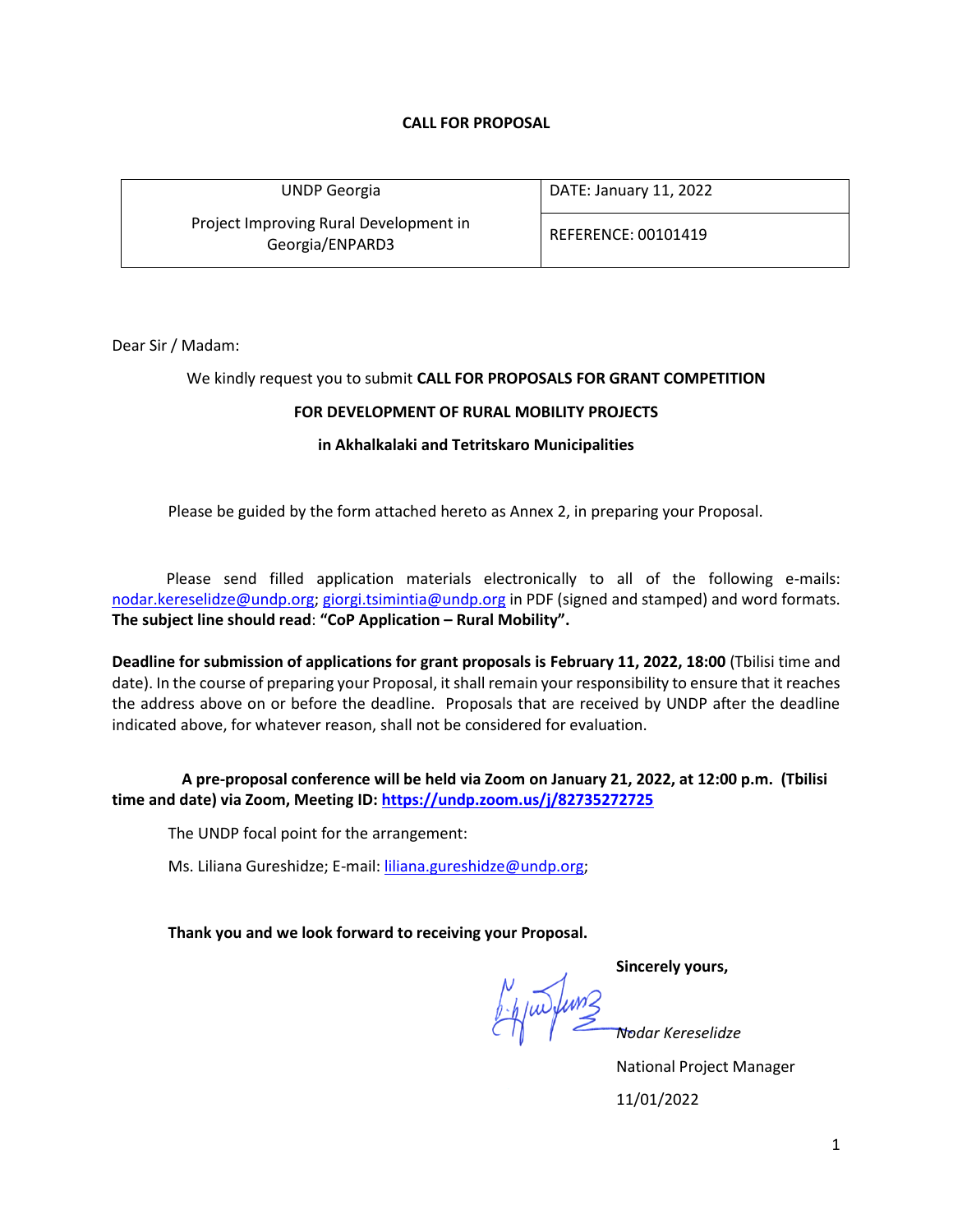**CALL FOR PROPOSAL**

| UNDP Georgia<br>Project Improving Rural Development in Georgia/ENPARD3 | DATE: January 11, 2022 |
|---|---|
| | REFERENCE: 00101419 |

Dear Sir / Madam:

We kindly request you to submit **CALL FOR PROPOSALS FOR GRANT COMPETITION**

**FOR DEVELOPMENT OF RURAL MOBILITY PROJECTS**

**in Akhalkalaki and Tetritskaro Municipalities**

Please be guided by the form attached hereto as Annex 2, in preparing your Proposal.

Please send filled application materials electronically to all of the following e-mails: nodar.kereselidze@undp.org; giorgi.tsimintia@undp.org in PDF (signed and stamped) and word formats. **The subject line should read**: **"CoP Application – Rural Mobility".**

**Deadline for submission of applications for grant proposals is February 11, 2022, 18:00** (Tbilisi time and date). In the course of preparing your Proposal, it shall remain your responsibility to ensure that it reaches the address above on or before the deadline. Proposals that are received by UNDP after the deadline indicated above, for whatever reason, shall not be considered for evaluation.

**A pre-proposal conference will be held via Zoom on January 21, 2022, at 12:00 p.m. (Tbilisi time and date) via Zoom, Meeting ID: https://undp.zoom.us/j/82735272725**

The UNDP focal point for the arrangement:

Ms. Liliana Gureshidze; E-mail: liliana.gureshidze@undp.org;

**Thank you and we look forward to receiving your Proposal.**

**Sincerely yours,**

*Nodar Kereselidze*

National Project Manager

11/01/2022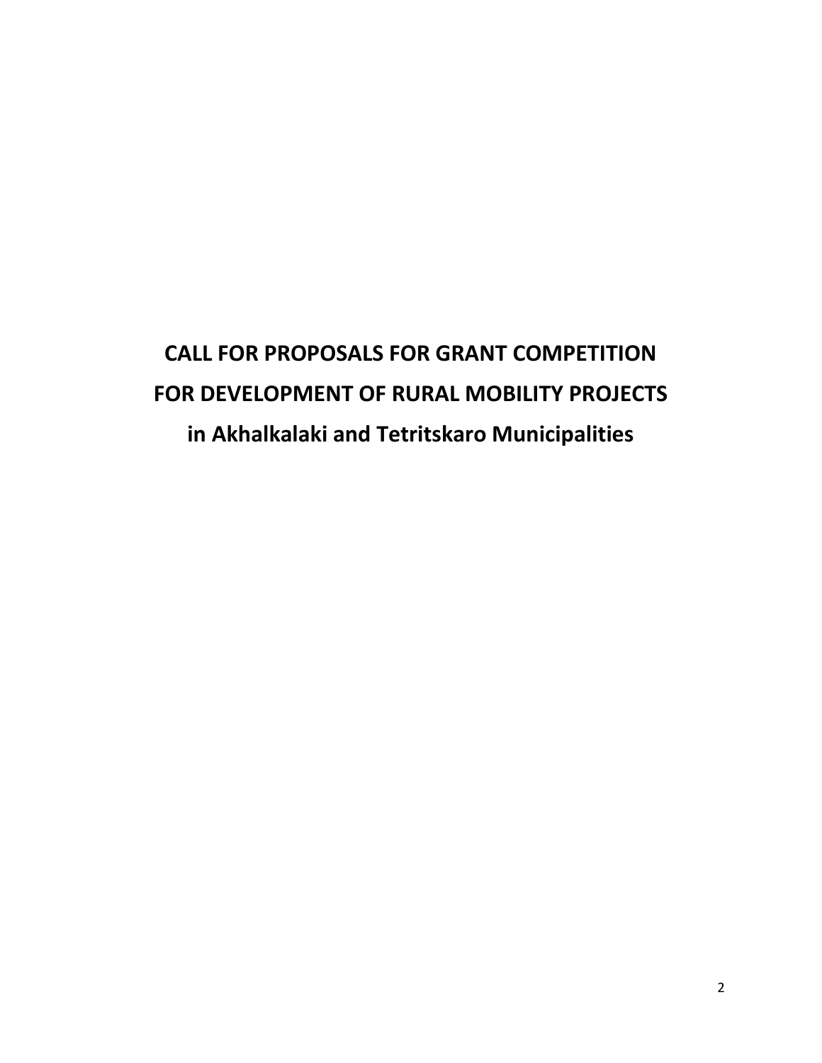# CALL FOR PROPOSALS FOR GRANT COMPETITION
# FOR DEVELOPMENT OF RURAL MOBILITY PROJECTS
# in Akhalkalaki and Tetritskaro Municipalities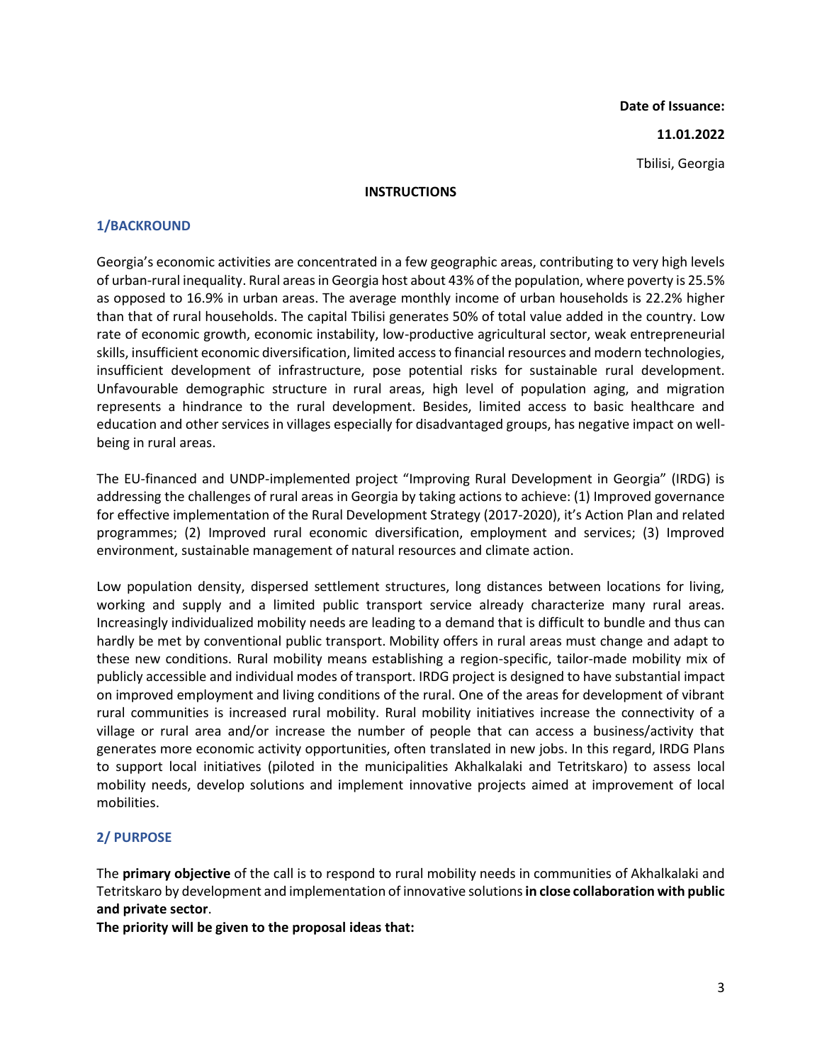**Date of Issuance:**

**11.01.2022**

Tbilisi, Georgia

**INSTRUCTIONS**

## 1/BACKROUND

Georgia's economic activities are concentrated in a few geographic areas, contributing to very high levels of urban-rural inequality. Rural areas in Georgia host about 43% of the population, where poverty is 25.5% as opposed to 16.9% in urban areas. The average monthly income of urban households is 22.2% higher than that of rural households. The capital Tbilisi generates 50% of total value added in the country. Low rate of economic growth, economic instability, low-productive agricultural sector, weak entrepreneurial skills, insufficient economic diversification, limited access to financial resources and modern technologies, insufficient development of infrastructure, pose potential risks for sustainable rural development. Unfavourable demographic structure in rural areas, high level of population aging, and migration represents a hindrance to the rural development. Besides, limited access to basic healthcare and education and other services in villages especially for disadvantaged groups, has negative impact on well-being in rural areas.

The EU-financed and UNDP-implemented project "Improving Rural Development in Georgia" (IRDG) is addressing the challenges of rural areas in Georgia by taking actions to achieve: (1) Improved governance for effective implementation of the Rural Development Strategy (2017-2020), it's Action Plan and related programmes; (2) Improved rural economic diversification, employment and services; (3) Improved environment, sustainable management of natural resources and climate action.

Low population density, dispersed settlement structures, long distances between locations for living, working and supply and a limited public transport service already characterize many rural areas. Increasingly individualized mobility needs are leading to a demand that is difficult to bundle and thus can hardly be met by conventional public transport. Mobility offers in rural areas must change and adapt to these new conditions. Rural mobility means establishing a region-specific, tailor-made mobility mix of publicly accessible and individual modes of transport. IRDG project is designed to have substantial impact on improved employment and living conditions of the rural. One of the areas for development of vibrant rural communities is increased rural mobility. Rural mobility initiatives increase the connectivity of a village or rural area and/or increase the number of people that can access a business/activity that generates more economic activity opportunities, often translated in new jobs. In this regard, IRDG Plans to support local initiatives (piloted in the municipalities Akhalkalaki and Tetritskaro) to assess local mobility needs, develop solutions and implement innovative projects aimed at improvement of local mobilities.

## 2/ PURPOSE

The **primary objective** of the call is to respond to rural mobility needs in communities of Akhalkalaki and Tetritskaro by development and implementation of innovative solutions **in close collaboration with public and private sector**.

**The priority will be given to the proposal ideas that:**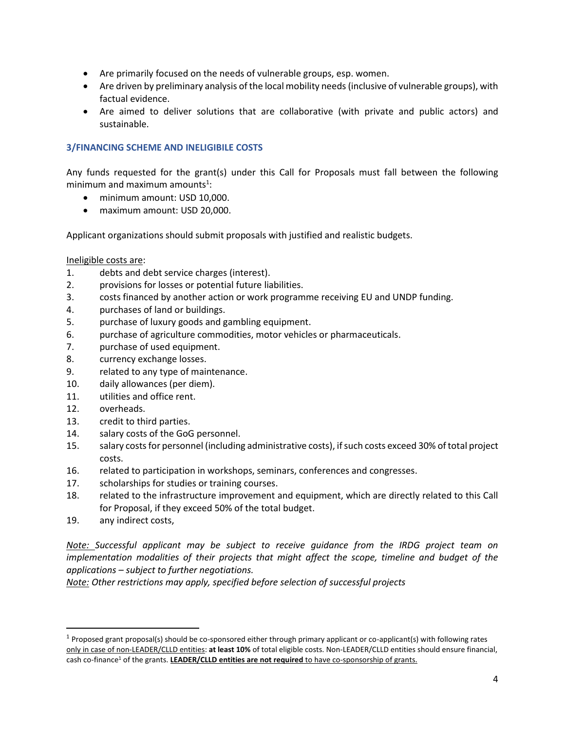- Are primarily focused on the needs of vulnerable groups, esp. women.
- Are driven by preliminary analysis of the local mobility needs (inclusive of vulnerable groups), with factual evidence.
- Are aimed to deliver solutions that are collaborative (with private and public actors) and sustainable.

### 3/FINANCING SCHEME AND INELIGIBILE COSTS

Any funds requested for the grant(s) under this Call for Proposals must fall between the following minimum and maximum amounts[1]:

- minimum amount: USD 10,000.
- maximum amount: USD 20,000.

Applicant organizations should submit proposals with justified and realistic budgets.

Ineligible costs are:

1. debts and debt service charges (interest).
2. provisions for losses or potential future liabilities.
3. costs financed by another action or work programme receiving EU and UNDP funding.
4. purchases of land or buildings.
5. purchase of luxury goods and gambling equipment.
6. purchase of agriculture commodities, motor vehicles or pharmaceuticals.
7. purchase of used equipment.
8. currency exchange losses.
9. related to any type of maintenance.
10. daily allowances (per diem).
11. utilities and office rent.
12. overheads.
13. credit to third parties.
14. salary costs of the GoG personnel.
15. salary costs for personnel (including administrative costs), if such costs exceed 30% of total project costs.
16. related to participation in workshops, seminars, conferences and congresses.
17. scholarships for studies or training courses.
18. related to the infrastructure improvement and equipment, which are directly related to this Call for Proposal, if they exceed 50% of the total budget.
19. any indirect costs,

*Note: Successful applicant may be subject to receive guidance from the IRDG project team on implementation modalities of their projects that might affect the scope, timeline and budget of the applications – subject to further negotiations.*
*Note: Other restrictions may apply, specified before selection of successful projects*

---

[1] Proposed grant proposal(s) should be co-sponsored either through primary applicant or co-applicant(s) with following rates only in case of non-LEADER/CLLD entities: **at least 10%** of total eligible costs. Non-LEADER/CLLD entities should ensure financial, cash co-finance[1] of the grants. **LEADER/CLLD entities are not required** to have co-sponsorship of grants.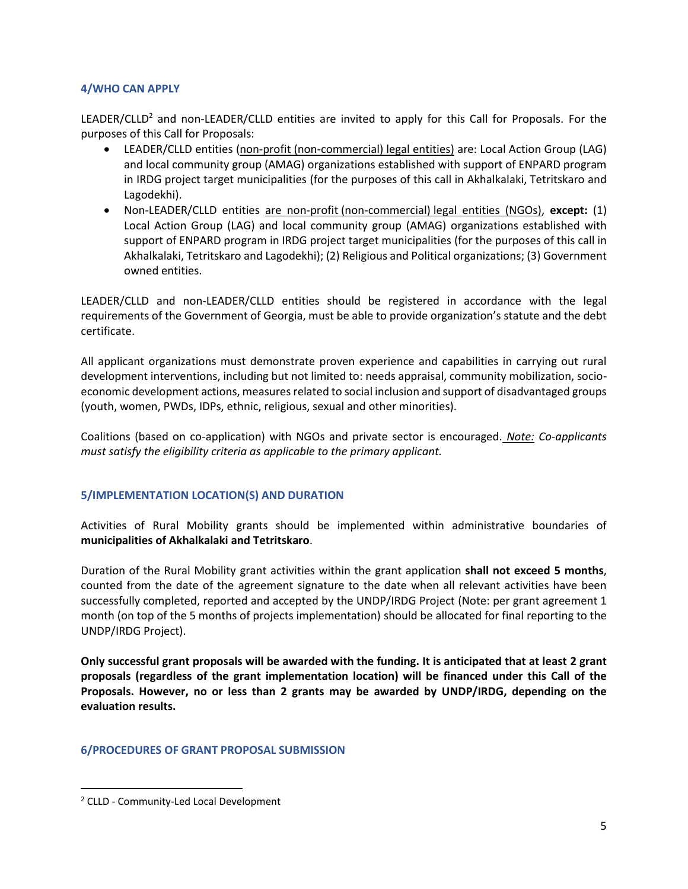### 4/WHO CAN APPLY

LEADER/CLLD[2] and non-LEADER/CLLD entities are invited to apply for this Call for Proposals. For the purposes of this Call for Proposals:

- LEADER/CLLD entities (non-profit (non-commercial) legal entities) are: Local Action Group (LAG) and local community group (AMAG) organizations established with support of ENPARD program in IRDG project target municipalities (for the purposes of this call in Akhalkalaki, Tetritskaro and Lagodekhi).
- Non-LEADER/CLLD entities are non-profit (non-commercial) legal entities (NGOs), **except:** (1) Local Action Group (LAG) and local community group (AMAG) organizations established with support of ENPARD program in IRDG project target municipalities (for the purposes of this call in Akhalkalaki, Tetritskaro and Lagodekhi); (2) Religious and Political organizations; (3) Government owned entities.

LEADER/CLLD and non-LEADER/CLLD entities should be registered in accordance with the legal requirements of the Government of Georgia, must be able to provide organization's statute and the debt certificate.

All applicant organizations must demonstrate proven experience and capabilities in carrying out rural development interventions, including but not limited to: needs appraisal, community mobilization, socio-economic development actions, measures related to social inclusion and support of disadvantaged groups (youth, women, PWDs, IDPs, ethnic, religious, sexual and other minorities).

Coalitions (based on co-application) with NGOs and private sector is encouraged. *Note: Co-applicants must satisfy the eligibility criteria as applicable to the primary applicant.*

### 5/IMPLEMENTATION LOCATION(S) AND DURATION

Activities of Rural Mobility grants should be implemented within administrative boundaries of **municipalities of Akhalkalaki and Tetritskaro**.

Duration of the Rural Mobility grant activities within the grant application **shall not exceed 5 months**, counted from the date of the agreement signature to the date when all relevant activities have been successfully completed, reported and accepted by the UNDP/IRDG Project (Note: per grant agreement 1 month (on top of the 5 months of projects implementation) should be allocated for final reporting to the UNDP/IRDG Project).

**Only successful grant proposals will be awarded with the funding. It is anticipated that at least 2 grant proposals (regardless of the grant implementation location) will be financed under this Call of the Proposals. However, no or less than 2 grants may be awarded by UNDP/IRDG, depending on the evaluation results.**

### 6/PROCEDURES OF GRANT PROPOSAL SUBMISSION

[2] CLLD - Community-Led Local Development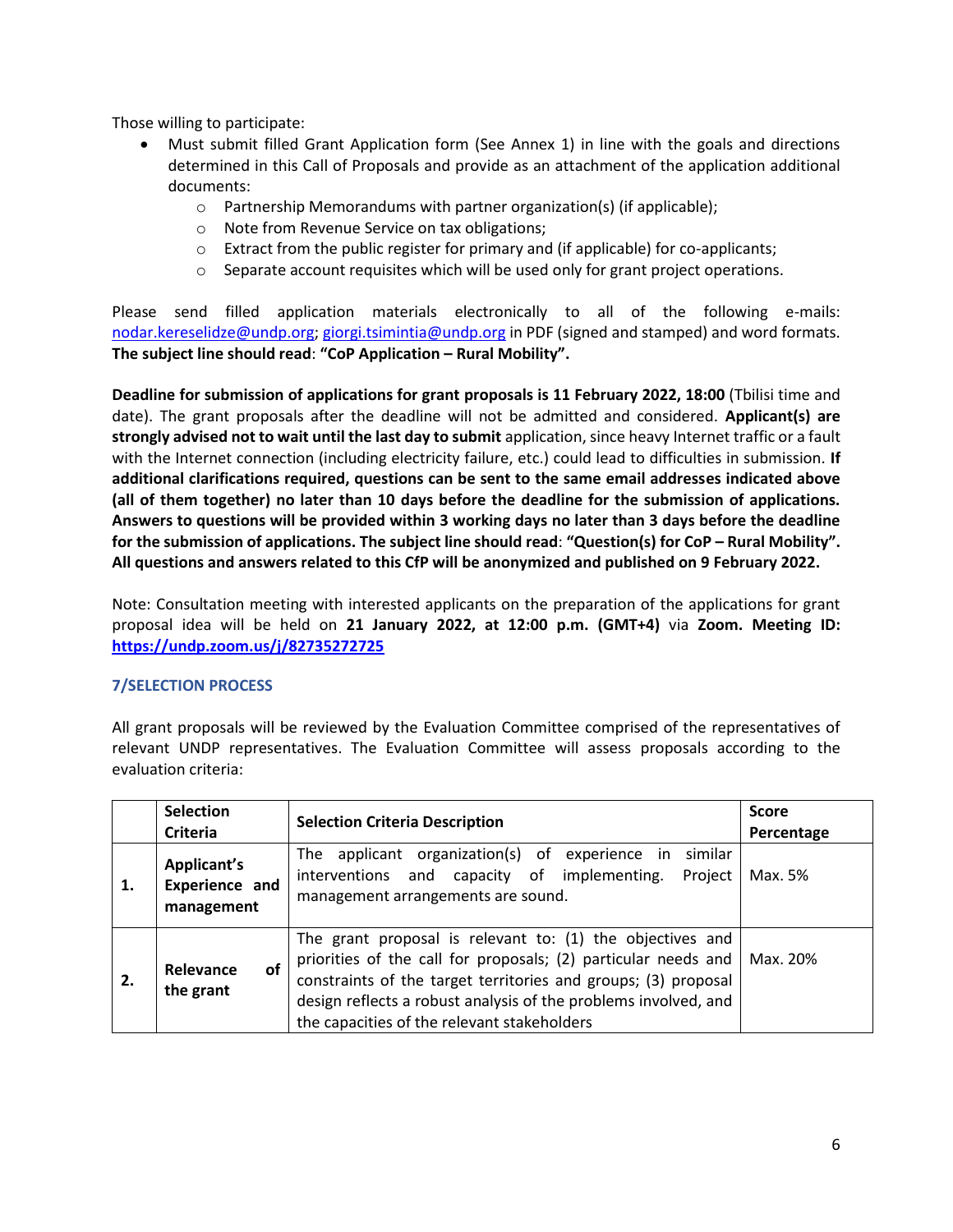Those willing to participate:

- Must submit filled Grant Application form (See Annex 1) in line with the goals and directions determined in this Call of Proposals and provide as an attachment of the application additional documents:
  - Partnership Memorandums with partner organization(s) (if applicable);
  - Note from Revenue Service on tax obligations;
  - Extract from the public register for primary and (if applicable) for co-applicants;
  - Separate account requisites which will be used only for grant project operations.

Please send filled application materials electronically to all of the following e-mails: nodar.kereselidze@undp.org; giorgi.tsimintia@undp.org in PDF (signed and stamped) and word formats. **The subject line should read**: **"CoP Application – Rural Mobility".**

**Deadline for submission of applications for grant proposals is 11 February 2022, 18:00** (Tbilisi time and date). The grant proposals after the deadline will not be admitted and considered. **Applicant(s) are strongly advised not to wait until the last day to submit** application, since heavy Internet traffic or a fault with the Internet connection (including electricity failure, etc.) could lead to difficulties in submission. **If additional clarifications required, questions can be sent to the same email addresses indicated above (all of them together) no later than 10 days before the deadline for the submission of applications. Answers to questions will be provided within 3 working days no later than 3 days before the deadline for the submission of applications. The subject line should read**: **"Question(s) for CoP – Rural Mobility". All questions and answers related to this CfP will be anonymized and published on 9 February 2022.**

Note: Consultation meeting with interested applicants on the preparation of the applications for grant proposal idea will be held on **21 January 2022, at 12:00 p.m. (GMT+4)** via **Zoom. Meeting ID: https://undp.zoom.us/j/82735272725**

## 7/SELECTION PROCESS

All grant proposals will be reviewed by the Evaluation Committee comprised of the representatives of relevant UNDP representatives. The Evaluation Committee will assess proposals according to the evaluation criteria:

| | Selection Criteria | Selection Criteria Description | Score Percentage |
|---|---|---|---|
| 1. | **Applicant's Experience and management** | The applicant organization(s) of experience in similar interventions and capacity of implementing. Project management arrangements are sound. | Max. 5% |
| 2. | **Relevance of the grant** | The grant proposal is relevant to: (1) the objectives and priorities of the call for proposals; (2) particular needs and constraints of the target territories and groups; (3) proposal design reflects a robust analysis of the problems involved, and the capacities of the relevant stakeholders | Max. 20% |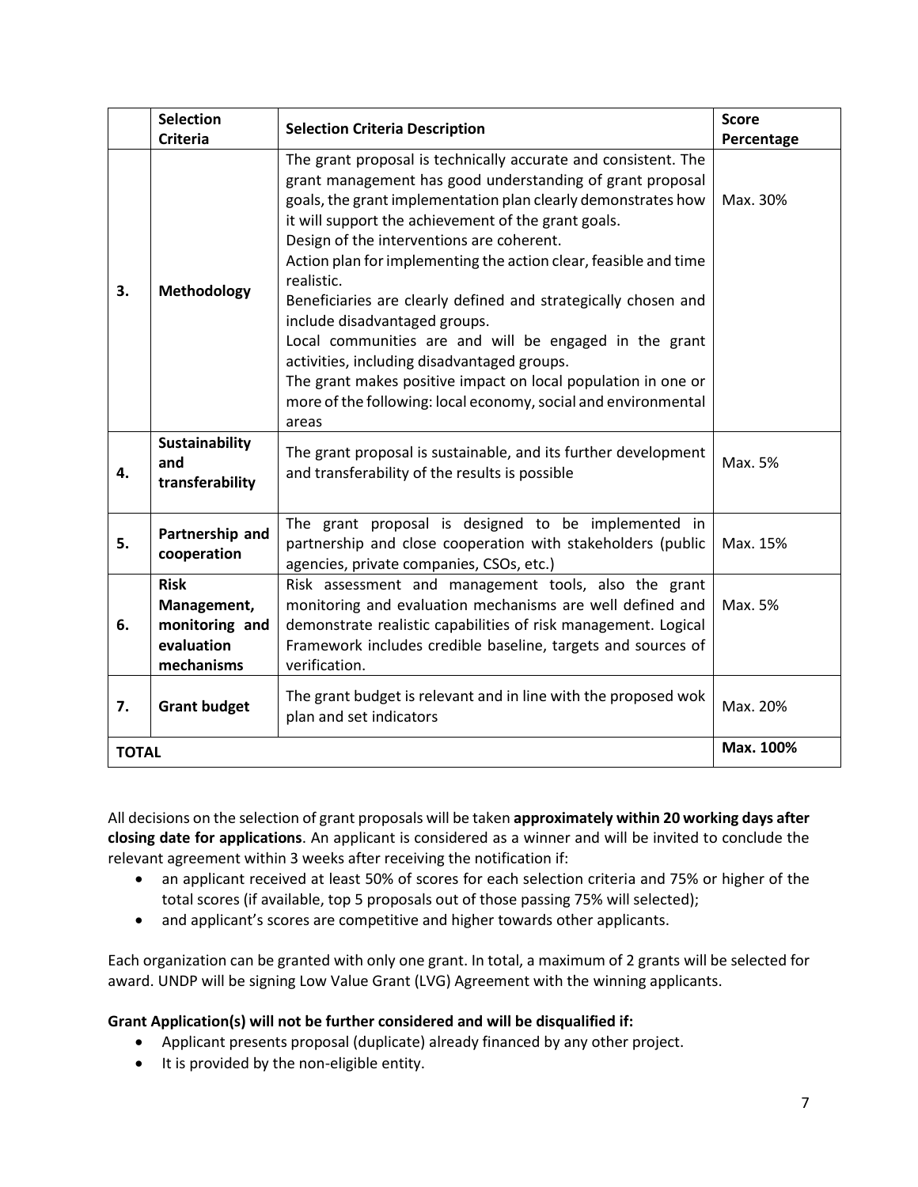|  | Selection Criteria | Selection Criteria Description | Score Percentage |
|---|---|---|---|
| 3. | **Methodology** | The grant proposal is technically accurate and consistent. The grant management has good understanding of grant proposal goals, the grant implementation plan clearly demonstrates how it will support the achievement of the grant goals. Design of the interventions are coherent. Action plan for implementing the action clear, feasible and time realistic. Beneficiaries are clearly defined and strategically chosen and include disadvantaged groups. Local communities are and will be engaged in the grant activities, including disadvantaged groups. The grant makes positive impact on local population in one or more of the following: local economy, social and environmental areas | Max. 30% |
| 4. | **Sustainability and transferability** | The grant proposal is sustainable, and its further development and transferability of the results is possible | Max. 5% |
| 5. | **Partnership and cooperation** | The grant proposal is designed to be implemented in partnership and close cooperation with stakeholders (public agencies, private companies, CSOs, etc.) | Max. 15% |
| 6. | **Risk Management, monitoring and evaluation mechanisms** | Risk assessment and management tools, also the grant monitoring and evaluation mechanisms are well defined and demonstrate realistic capabilities of risk management. Logical Framework includes credible baseline, targets and sources of verification. | Max. 5% |
| 7. | **Grant budget** | The grant budget is relevant and in line with the proposed wok plan and set indicators | Max. 20% |
| **TOTAL** | | | **Max. 100%** |

All decisions on the selection of grant proposals will be taken **approximately within 20 working days after closing date for applications**. An applicant is considered as a winner and will be invited to conclude the relevant agreement within 3 weeks after receiving the notification if:

- an applicant received at least 50% of scores for each selection criteria and 75% or higher of the total scores (if available, top 5 proposals out of those passing 75% will selected);
- and applicant's scores are competitive and higher towards other applicants.

Each organization can be granted with only one grant. In total, a maximum of 2 grants will be selected for award. UNDP will be signing Low Value Grant (LVG) Agreement with the winning applicants.

**Grant Application(s) will not be further considered and will be disqualified if:**

- Applicant presents proposal (duplicate) already financed by any other project.
- It is provided by the non-eligible entity.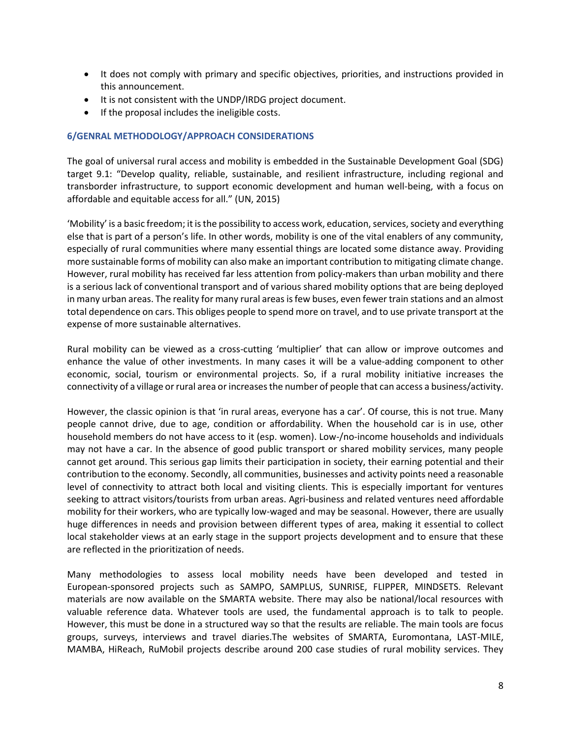- It does not comply with primary and specific objectives, priorities, and instructions provided in this announcement.
- It is not consistent with the UNDP/IRDG project document.
- If the proposal includes the ineligible costs.

### 6/GENRAL METHODOLOGY/APPROACH CONSIDERATIONS

The goal of universal rural access and mobility is embedded in the Sustainable Development Goal (SDG) target 9.1: "Develop quality, reliable, sustainable, and resilient infrastructure, including regional and transborder infrastructure, to support economic development and human well-being, with a focus on affordable and equitable access for all." (UN, 2015)

'Mobility' is a basic freedom; it is the possibility to access work, education, services, society and everything else that is part of a person's life. In other words, mobility is one of the vital enablers of any community, especially of rural communities where many essential things are located some distance away. Providing more sustainable forms of mobility can also make an important contribution to mitigating climate change. However, rural mobility has received far less attention from policy-makers than urban mobility and there is a serious lack of conventional transport and of various shared mobility options that are being deployed in many urban areas. The reality for many rural areas is few buses, even fewer train stations and an almost total dependence on cars. This obliges people to spend more on travel, and to use private transport at the expense of more sustainable alternatives.

Rural mobility can be viewed as a cross-cutting 'multiplier' that can allow or improve outcomes and enhance the value of other investments. In many cases it will be a value-adding component to other economic, social, tourism or environmental projects. So, if a rural mobility initiative increases the connectivity of a village or rural area or increases the number of people that can access a business/activity.

However, the classic opinion is that 'in rural areas, everyone has a car'. Of course, this is not true. Many people cannot drive, due to age, condition or affordability. When the household car is in use, other household members do not have access to it (esp. women). Low-/no-income households and individuals may not have a car. In the absence of good public transport or shared mobility services, many people cannot get around. This serious gap limits their participation in society, their earning potential and their contribution to the economy. Secondly, all communities, businesses and activity points need a reasonable level of connectivity to attract both local and visiting clients. This is especially important for ventures seeking to attract visitors/tourists from urban areas. Agri-business and related ventures need affordable mobility for their workers, who are typically low-waged and may be seasonal. However, there are usually huge differences in needs and provision between different types of area, making it essential to collect local stakeholder views at an early stage in the support projects development and to ensure that these are reflected in the prioritization of needs.

Many methodologies to assess local mobility needs have been developed and tested in European-sponsored projects such as SAMPO, SAMPLUS, SUNRISE, FLIPPER, MINDSETS. Relevant materials are now available on the SMARTA website. There may also be national/local resources with valuable reference data. Whatever tools are used, the fundamental approach is to talk to people. However, this must be done in a structured way so that the results are reliable. The main tools are focus groups, surveys, interviews and travel diaries.The websites of SMARTA, Euromontana, LAST-MILE, MAMBA, HiReach, RuMobil projects describe around 200 case studies of rural mobility services. They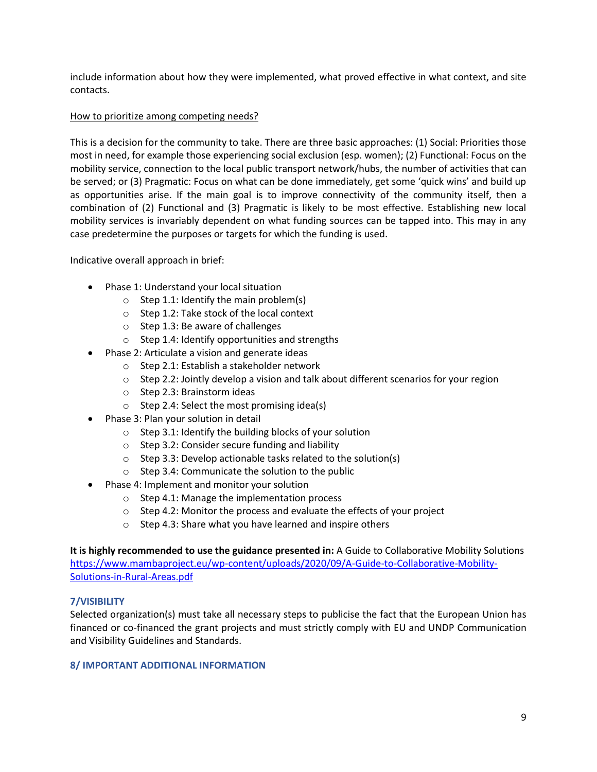include information about how they were implemented, what proved effective in what context, and site contacts.

<u>How to prioritize among competing needs?</u>

This is a decision for the community to take. There are three basic approaches: (1) Social: Priorities those most in need, for example those experiencing social exclusion (esp. women); (2) Functional: Focus on the mobility service, connection to the local public transport network/hubs, the number of activities that can be served; or (3) Pragmatic: Focus on what can be done immediately, get some 'quick wins' and build up as opportunities arise. If the main goal is to improve connectivity of the community itself, then a combination of (2) Functional and (3) Pragmatic is likely to be most effective. Establishing new local mobility services is invariably dependent on what funding sources can be tapped into. This may in any case predetermine the purposes or targets for which the funding is used.

Indicative overall approach in brief:

- Phase 1: Understand your local situation
  - Step 1.1: Identify the main problem(s)
  - Step 1.2: Take stock of the local context
  - Step 1.3: Be aware of challenges
  - Step 1.4: Identify opportunities and strengths
- Phase 2: Articulate a vision and generate ideas
  - Step 2.1: Establish a stakeholder network
  - Step 2.2: Jointly develop a vision and talk about different scenarios for your region
  - Step 2.3: Brainstorm ideas
  - Step 2.4: Select the most promising idea(s)
- Phase 3: Plan your solution in detail
  - Step 3.1: Identify the building blocks of your solution
  - Step 3.2: Consider secure funding and liability
  - Step 3.3: Develop actionable tasks related to the solution(s)
  - Step 3.4: Communicate the solution to the public
- Phase 4: Implement and monitor your solution
  - Step 4.1: Manage the implementation process
  - Step 4.2: Monitor the process and evaluate the effects of your project
  - Step 4.3: Share what you have learned and inspire others

**It is highly recommended to use the guidance presented in:** A Guide to Collaborative Mobility Solutions https://www.mambaproject.eu/wp-content/uploads/2020/09/A-Guide-to-Collaborative-Mobility-Solutions-in-Rural-Areas.pdf

## 7/VISIBILITY

Selected organization(s) must take all necessary steps to publicise the fact that the European Union has financed or co-financed the grant projects and must strictly comply with EU and UNDP Communication and Visibility Guidelines and Standards.

## 8/ IMPORTANT ADDITIONAL INFORMATION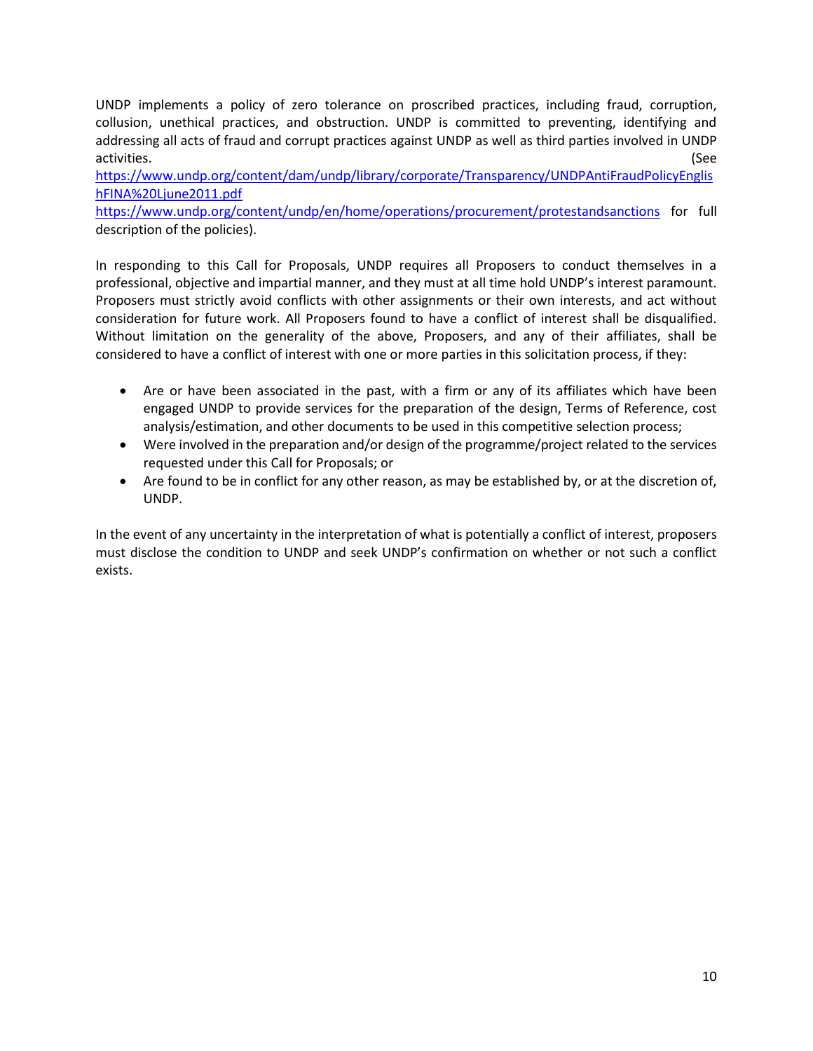UNDP implements a policy of zero tolerance on proscribed practices, including fraud, corruption, collusion, unethical practices, and obstruction. UNDP is committed to preventing, identifying and addressing all acts of fraud and corrupt practices against UNDP as well as third parties involved in UNDP activities. (See https://www.undp.org/content/dam/undp/library/corporate/Transparency/UNDPAntiFraudPolicyEnglishFINA%20Ljune2011.pdf https://www.undp.org/content/undp/en/home/operations/procurement/protestandsanctions for full description of the policies).

In responding to this Call for Proposals, UNDP requires all Proposers to conduct themselves in a professional, objective and impartial manner, and they must at all time hold UNDP's interest paramount. Proposers must strictly avoid conflicts with other assignments or their own interests, and act without consideration for future work. All Proposers found to have a conflict of interest shall be disqualified. Without limitation on the generality of the above, Proposers, and any of their affiliates, shall be considered to have a conflict of interest with one or more parties in this solicitation process, if they:

- Are or have been associated in the past, with a firm or any of its affiliates which have been engaged UNDP to provide services for the preparation of the design, Terms of Reference, cost analysis/estimation, and other documents to be used in this competitive selection process;
- Were involved in the preparation and/or design of the programme/project related to the services requested under this Call for Proposals; or
- Are found to be in conflict for any other reason, as may be established by, or at the discretion of, UNDP.

In the event of any uncertainty in the interpretation of what is potentially a conflict of interest, proposers must disclose the condition to UNDP and seek UNDP's confirmation on whether or not such a conflict exists.